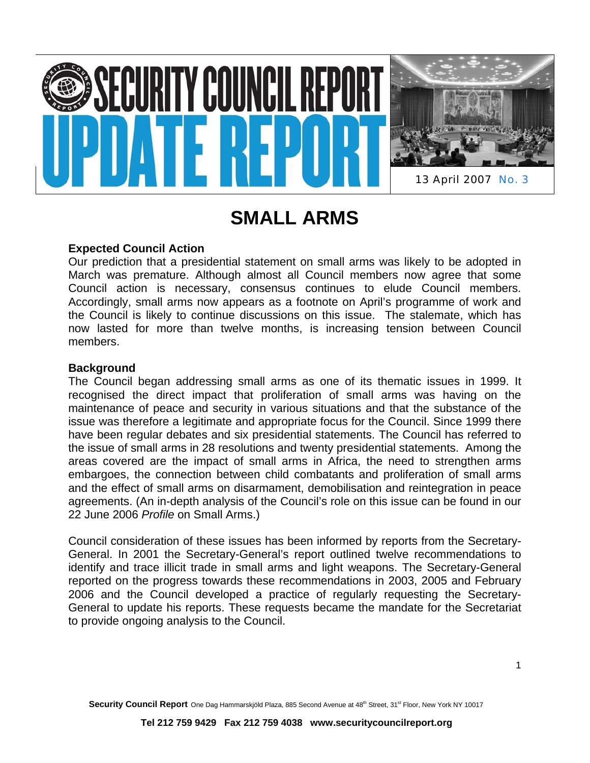# SECURITY COUNCIL REPORT UPDATE REPORT

13 April 2007 No. 3

# SMALL ARMS

## Expected Council Action

Our prediction that a presidential statement on small arms was likely to be adopted in March was premature. Although almost all Council members now agree that some Council action is necessary, consensus continues to elude Council members. Accordingly, small arms now appears as a footnote on April's programme of work and the Council is likely to continue discussions on this issue. The stalemate, which has now lasted for more than twelve months, is increasing tension between Council members.

## Background

The Council began addressing small arms as one of its thematic issues in 1999. It recognised the direct impact that proliferation of small arms was having on the maintenance of peace and security in various situations and that the substance of the issue was therefore a legitimate and appropriate focus for the Council. Since 1999 there have been regular debates and six presidential statements. The Council has referred to the issue of small arms in 28 resolutions and twenty presidential statements. Among the areas covered are the impact of small arms in Africa, the need to strengthen arms embargoes, the connection between child combatants and proliferation of small arms and the effect of small arms on disarmament, demobilisation and reintegration in peace agreements. (An in-depth analysis of the Council's role on this issue can be found in our 22 June 2006 *Profile* on Small Arms.)

Council consideration of these issues has been informed by reports from the Secretary-General. In 2001 the Secretary-General's report outlined twelve recommendations to identify and trace illicit trade in small arms and light weapons. The Secretary-General reported on the progress towards these recommendations in 2003, 2005 and February 2006 and the Council developed a practice of regularly requesting the Secretary-General to update his reports. These requests became the mandate for the Secretariat to provide ongoing analysis to the Council.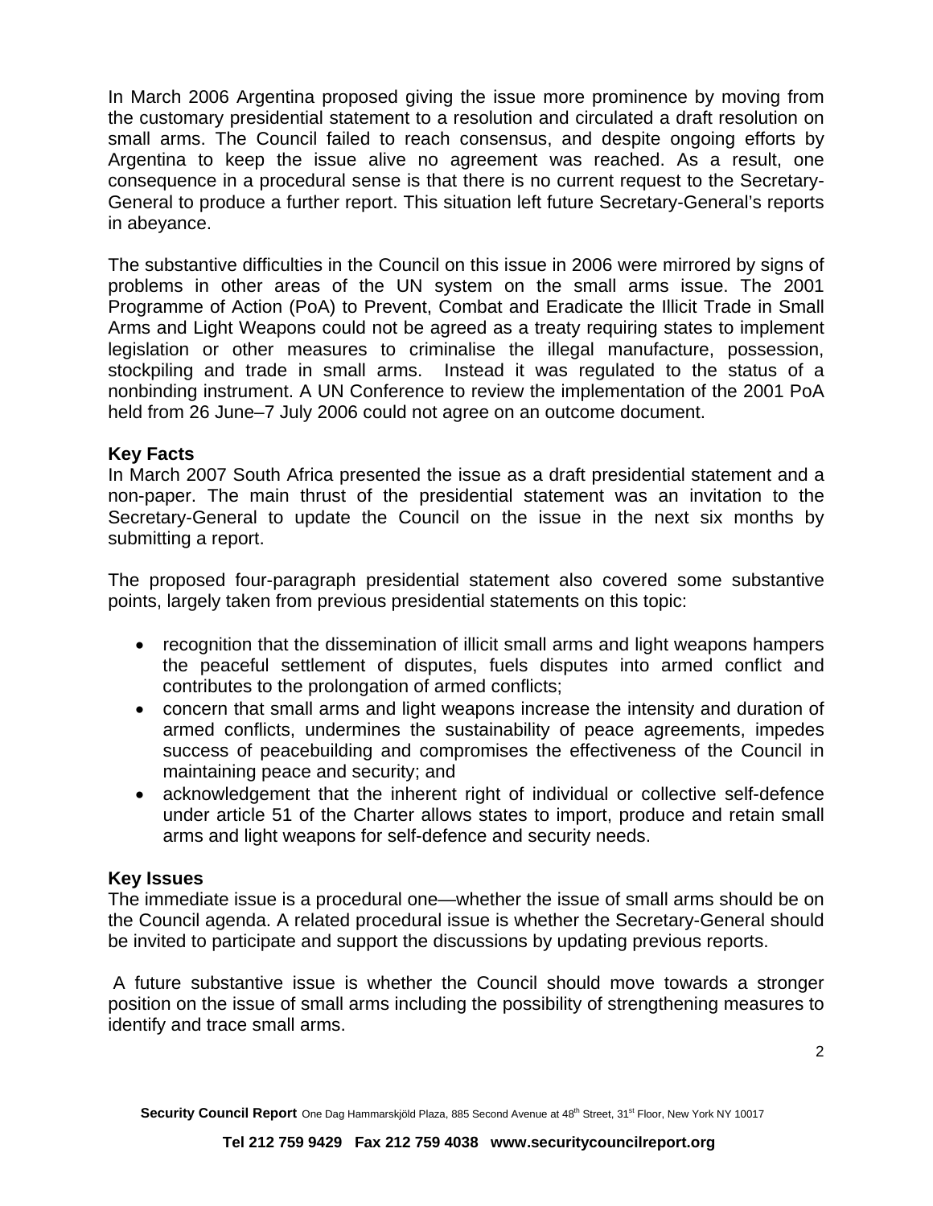In March 2006 Argentina proposed giving the issue more prominence by moving from the customary presidential statement to a resolution and circulated a draft resolution on small arms. The Council failed to reach consensus, and despite ongoing efforts by Argentina to keep the issue alive no agreement was reached. As a result, one consequence in a procedural sense is that there is no current request to the Secretary-General to produce a further report. This situation left future Secretary-General's reports in abeyance.

The substantive difficulties in the Council on this issue in 2006 were mirrored by signs of problems in other areas of the UN system on the small arms issue. The 2001 Programme of Action (PoA) to Prevent, Combat and Eradicate the Illicit Trade in Small Arms and Light Weapons could not be agreed as a treaty requiring states to implement legislation or other measures to criminalise the illegal manufacture, possession, stockpiling and trade in small arms. Instead it was regulated to the status of a nonbinding instrument. A UN Conference to review the implementation of the 2001 PoA held from 26 June–7 July 2006 could not agree on an outcome document.

**Key Facts**

In March 2007 South Africa presented the issue as a draft presidential statement and a non-paper. The main thrust of the presidential statement was an invitation to the Secretary-General to update the Council on the issue in the next six months by submitting a report.

The proposed four-paragraph presidential statement also covered some substantive points, largely taken from previous presidential statements on this topic:

- recognition that the dissemination of illicit small arms and light weapons hampers the peaceful settlement of disputes, fuels disputes into armed conflict and contributes to the prolongation of armed conflicts;
- concern that small arms and light weapons increase the intensity and duration of armed conflicts, undermines the sustainability of peace agreements, impedes success of peacebuilding and compromises the effectiveness of the Council in maintaining peace and security; and
- acknowledgement that the inherent right of individual or collective self-defence under article 51 of the Charter allows states to import, produce and retain small arms and light weapons for self-defence and security needs.

**Key Issues**

The immediate issue is a procedural one—whether the issue of small arms should be on the Council agenda. A related procedural issue is whether the Secretary-General should be invited to participate and support the discussions by updating previous reports.

A future substantive issue is whether the Council should move towards a stronger position on the issue of small arms including the possibility of strengthening measures to identify and trace small arms.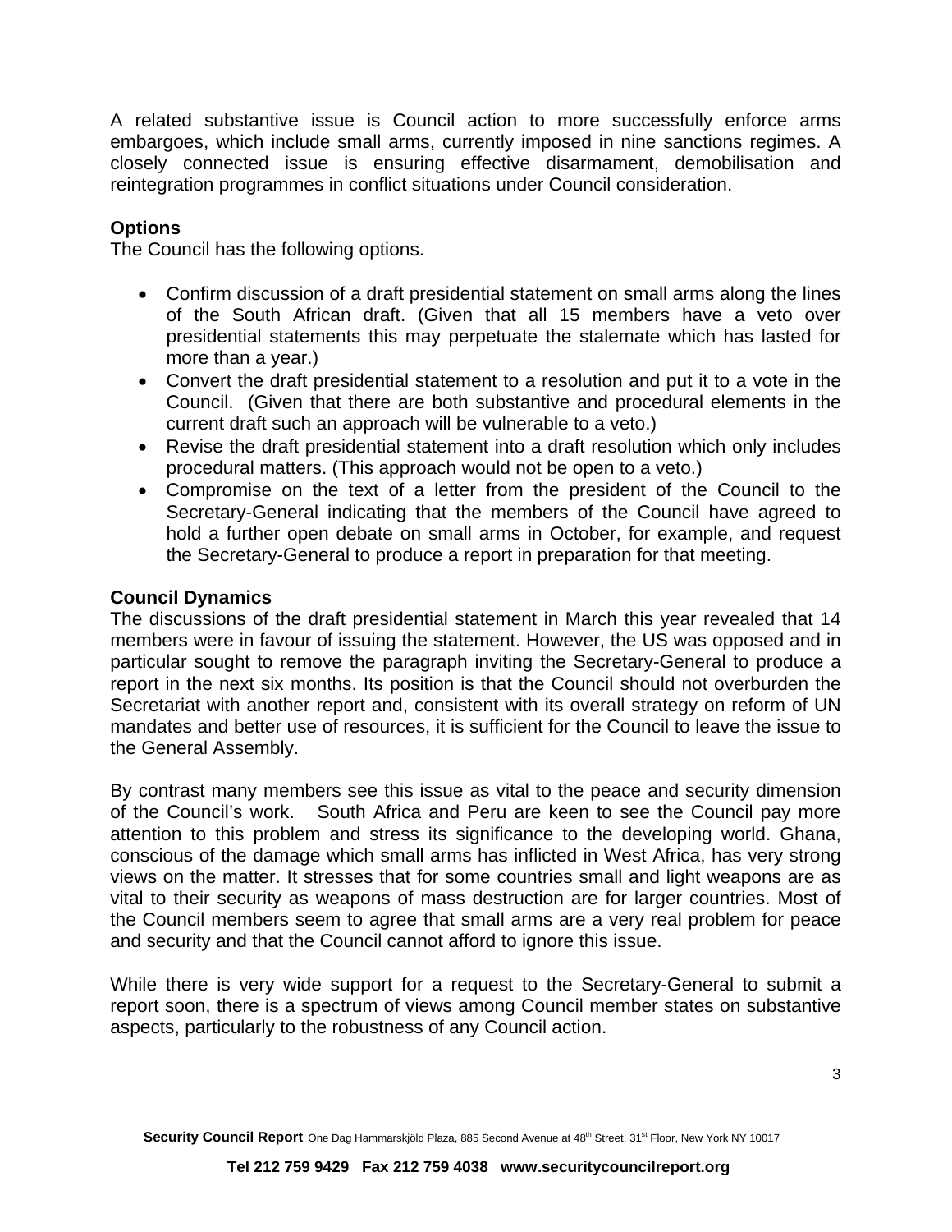A related substantive issue is Council action to more successfully enforce arms embargoes, which include small arms, currently imposed in nine sanctions regimes. A closely connected issue is ensuring effective disarmament, demobilisation and reintegration programmes in conflict situations under Council consideration.

## Options

The Council has the following options.

- Confirm discussion of a draft presidential statement on small arms along the lines of the South African draft. (Given that all 15 members have a veto over presidential statements this may perpetuate the stalemate which has lasted for more than a year.)
- Convert the draft presidential statement to a resolution and put it to a vote in the Council. (Given that there are both substantive and procedural elements in the current draft such an approach will be vulnerable to a veto.)
- Revise the draft presidential statement into a draft resolution which only includes procedural matters. (This approach would not be open to a veto.)
- Compromise on the text of a letter from the president of the Council to the Secretary-General indicating that the members of the Council have agreed to hold a further open debate on small arms in October, for example, and request the Secretary-General to produce a report in preparation for that meeting.

## Council Dynamics

The discussions of the draft presidential statement in March this year revealed that 14 members were in favour of issuing the statement. However, the US was opposed and in particular sought to remove the paragraph inviting the Secretary-General to produce a report in the next six months. Its position is that the Council should not overburden the Secretariat with another report and, consistent with its overall strategy on reform of UN mandates and better use of resources, it is sufficient for the Council to leave the issue to the General Assembly.

By contrast many members see this issue as vital to the peace and security dimension of the Council's work. South Africa and Peru are keen to see the Council pay more attention to this problem and stress its significance to the developing world. Ghana, conscious of the damage which small arms has inflicted in West Africa, has very strong views on the matter. It stresses that for some countries small and light weapons are as vital to their security as weapons of mass destruction are for larger countries. Most of the Council members seem to agree that small arms are a very real problem for peace and security and that the Council cannot afford to ignore this issue.

While there is very wide support for a request to the Secretary-General to submit a report soon, there is a spectrum of views among Council member states on substantive aspects, particularly to the robustness of any Council action.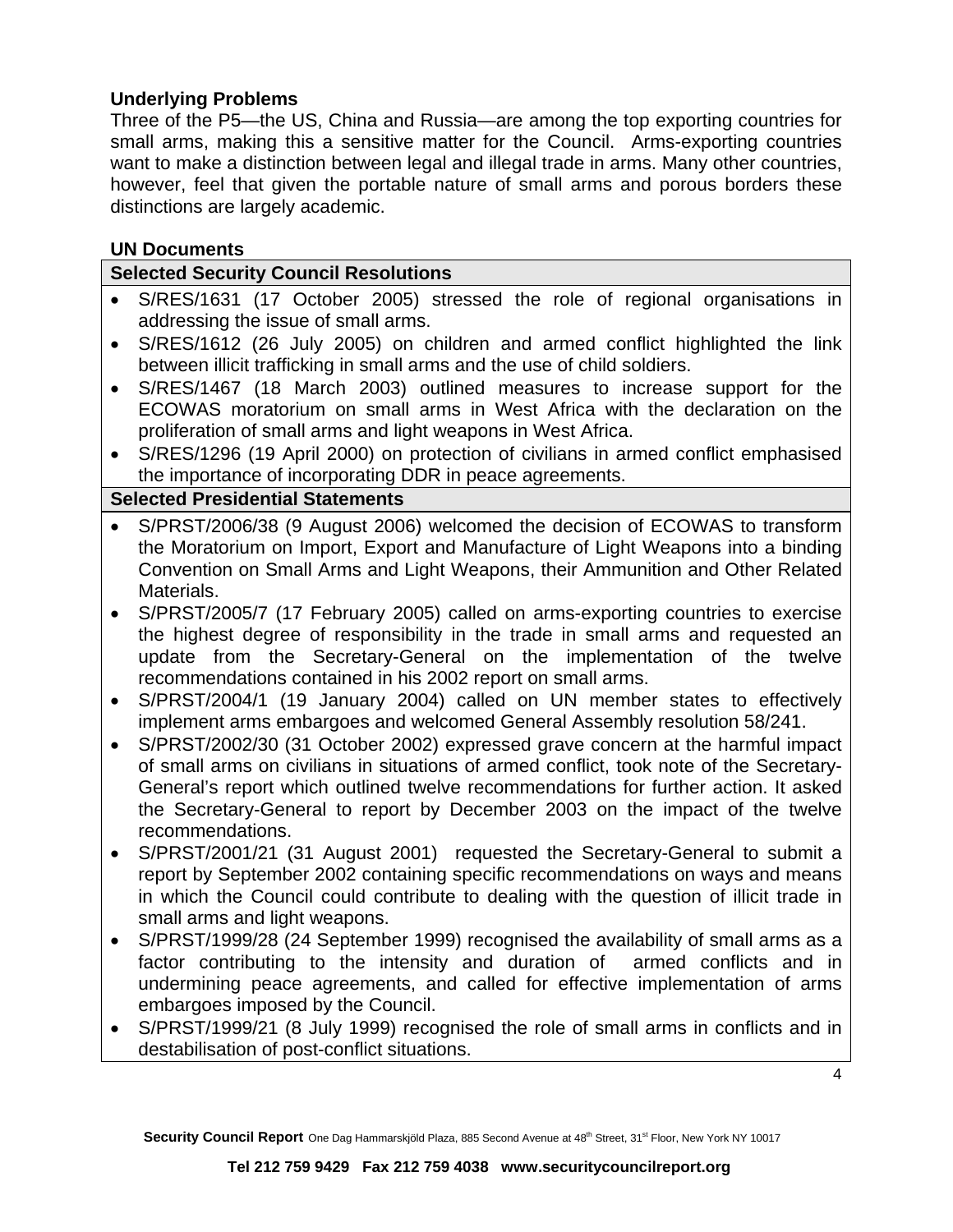### Underlying Problems

Three of the P5—the US, China and Russia—are among the top exporting countries for small arms, making this a sensitive matter for the Council. Arms-exporting countries want to make a distinction between legal and illegal trade in arms. Many other countries, however, feel that given the portable nature of small arms and porous borders these distinctions are largely academic.

### UN Documents

#### Selected Security Council Resolutions

- S/RES/1631 (17 October 2005) stressed the role of regional organisations in addressing the issue of small arms.
- S/RES/1612 (26 July 2005) on children and armed conflict highlighted the link between illicit trafficking in small arms and the use of child soldiers.
- S/RES/1467 (18 March 2003) outlined measures to increase support for the ECOWAS moratorium on small arms in West Africa with the declaration on the proliferation of small arms and light weapons in West Africa.
- S/RES/1296 (19 April 2000) on protection of civilians in armed conflict emphasised the importance of incorporating DDR in peace agreements.

#### Selected Presidential Statements

- S/PRST/2006/38 (9 August 2006) welcomed the decision of ECOWAS to transform the Moratorium on Import, Export and Manufacture of Light Weapons into a binding Convention on Small Arms and Light Weapons, their Ammunition and Other Related Materials.
- S/PRST/2005/7 (17 February 2005) called on arms-exporting countries to exercise the highest degree of responsibility in the trade in small arms and requested an update from the Secretary-General on the implementation of the twelve recommendations contained in his 2002 report on small arms.
- S/PRST/2004/1 (19 January 2004) called on UN member states to effectively implement arms embargoes and welcomed General Assembly resolution 58/241.
- S/PRST/2002/30 (31 October 2002) expressed grave concern at the harmful impact of small arms on civilians in situations of armed conflict, took note of the Secretary-General's report which outlined twelve recommendations for further action. It asked the Secretary-General to report by December 2003 on the impact of the twelve recommendations.
- S/PRST/2001/21 (31 August 2001) requested the Secretary-General to submit a report by September 2002 containing specific recommendations on ways and means in which the Council could contribute to dealing with the question of illicit trade in small arms and light weapons.
- S/PRST/1999/28 (24 September 1999) recognised the availability of small arms as a factor contributing to the intensity and duration of armed conflicts and in undermining peace agreements, and called for effective implementation of arms embargoes imposed by the Council.
- S/PRST/1999/21 (8 July 1999) recognised the role of small arms in conflicts and in destabilisation of post-conflict situations.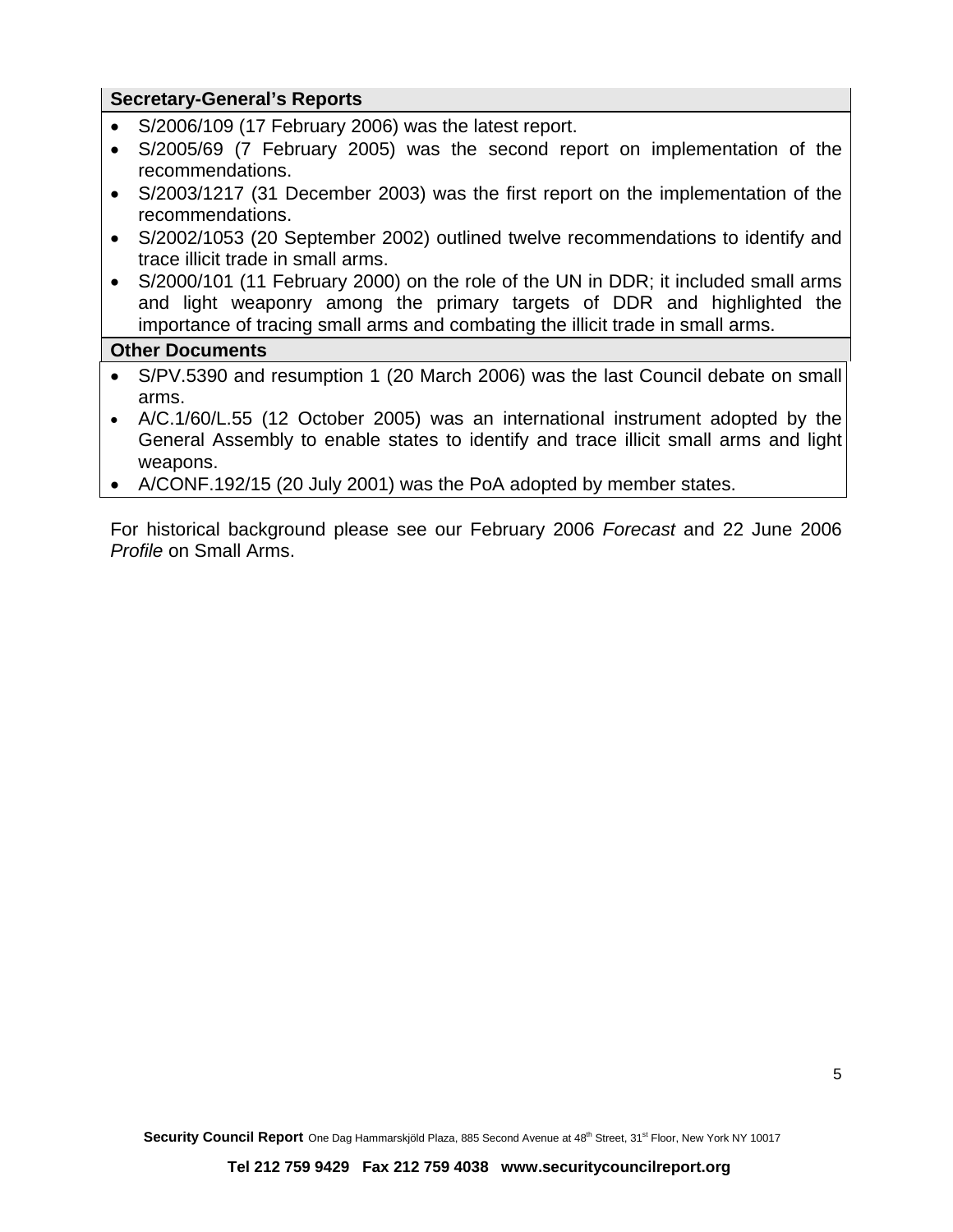**Secretary-General's Reports**

- S/2006/109 (17 February 2006) was the latest report.
- S/2005/69 (7 February 2005) was the second report on implementation of the recommendations.
- S/2003/1217 (31 December 2003) was the first report on the implementation of the recommendations.
- S/2002/1053 (20 September 2002) outlined twelve recommendations to identify and trace illicit trade in small arms.
- S/2000/101 (11 February 2000) on the role of the UN in DDR; it included small arms and light weaponry among the primary targets of DDR and highlighted the importance of tracing small arms and combating the illicit trade in small arms.

**Other Documents**

- S/PV.5390 and resumption 1 (20 March 2006) was the last Council debate on small arms.
- A/C.1/60/L.55 (12 October 2005) was an international instrument adopted by the General Assembly to enable states to identify and trace illicit small arms and light weapons.
- A/CONF.192/15 (20 July 2001) was the PoA adopted by member states.

For historical background please see our February 2006 *Forecast* and 22 June 2006 *Profile* on Small Arms.